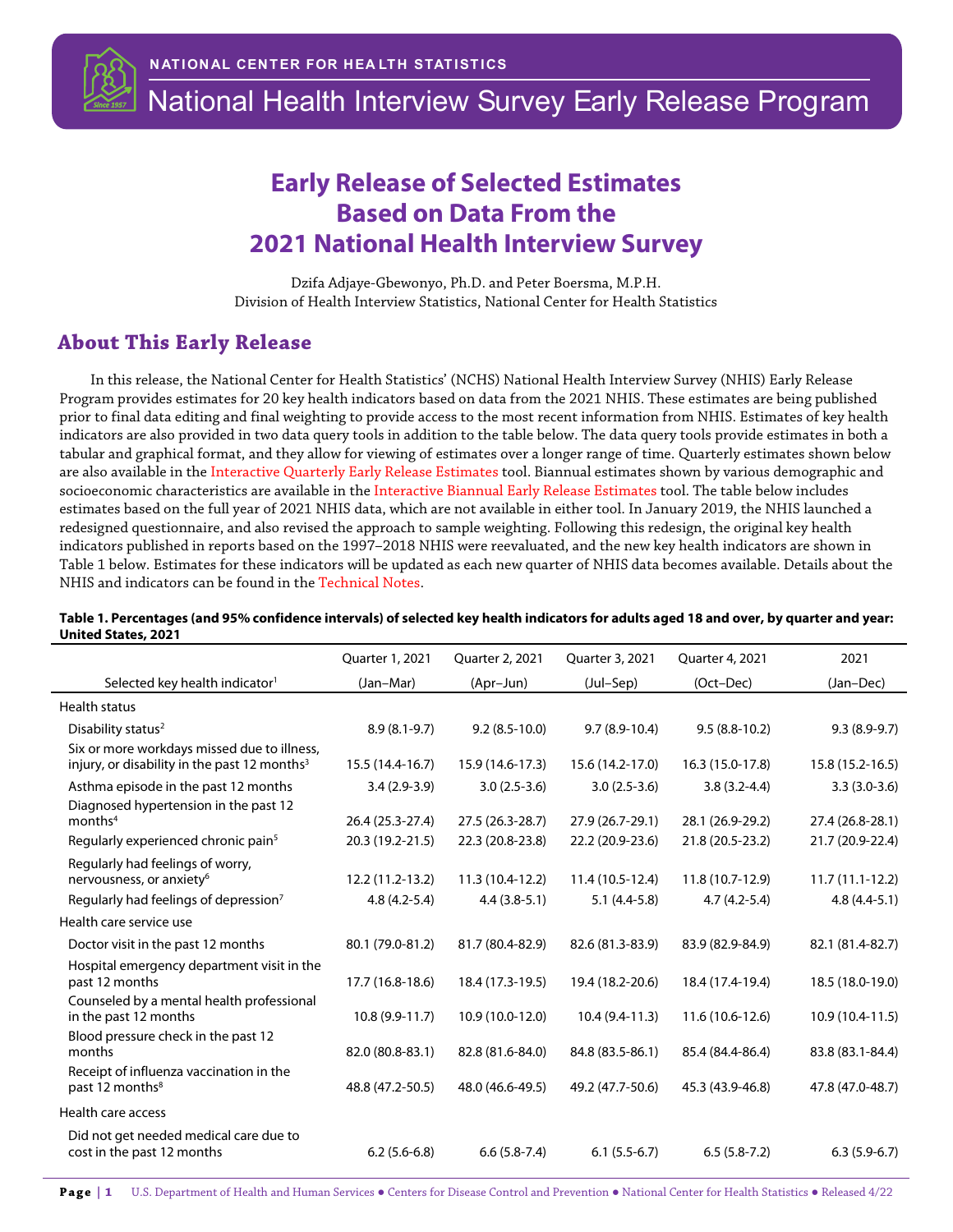NATIONAL CENTER FOR HEALTH STATISTICS

# National Health Interview Survey Early Release Program

## Early Release of Selected Estimates Based on Data From the 2021 National Health Interview Survey

Dzifa Adjaye-Gbewonyo, Ph.D. and Peter Boersma, M.P.H.
Division of Health Interview Statistics, National Center for Health Statistics

## About This Early Release

In this release, the National Center for Health Statistics' (NCHS) National Health Interview Survey (NHIS) Early Release Program provides estimates for 20 key health indicators based on data from the 2021 NHIS. These estimates are being published prior to final data editing and final weighting to provide access to the most recent information from NHIS. Estimates of key health indicators are also provided in two data query tools in addition to the table below. The data query tools provide estimates in both a tabular and graphical format, and they allow for viewing of estimates over a longer range of time. Quarterly estimates shown below are also available in the Interactive Quarterly Early Release Estimates tool. Biannual estimates shown by various demographic and socioeconomic characteristics are available in the Interactive Biannual Early Release Estimates tool. The table below includes estimates based on the full year of 2021 NHIS data, which are not available in either tool. In January 2019, the NHIS launched a redesigned questionnaire, and also revised the approach to sample weighting. Following this redesign, the original key health indicators published in reports based on the 1997–2018 NHIS were reevaluated, and the new key health indicators are shown in Table 1 below. Estimates for these indicators will be updated as each new quarter of NHIS data becomes available. Details about the NHIS and indicators can be found in the Technical Notes.

**Table 1. Percentages (and 95% confidence intervals) of selected key health indicators for adults aged 18 and over, by quarter and year: United States, 2021**

| Selected key health indicator[1] | Quarter 1, 2021 (Jan–Mar) | Quarter 2, 2021 (Apr–Jun) | Quarter 3, 2021 (Jul–Sep) | Quarter 4, 2021 (Oct–Dec) | 2021 (Jan–Dec) |
|---|---|---|---|---|---|
| **Health status** | | | | | |
| Disability status[2] | 8.9 (8.1-9.7) | 9.2 (8.5-10.0) | 9.7 (8.9-10.4) | 9.5 (8.8-10.2) | 9.3 (8.9-9.7) |
| Six or more workdays missed due to illness, injury, or disability in the past 12 months[3] | 15.5 (14.4-16.7) | 15.9 (14.6-17.3) | 15.6 (14.2-17.0) | 16.3 (15.0-17.8) | 15.8 (15.2-16.5) |
| Asthma episode in the past 12 months | 3.4 (2.9-3.9) | 3.0 (2.5-3.6) | 3.0 (2.5-3.6) | 3.8 (3.2-4.4) | 3.3 (3.0-3.6) |
| Diagnosed hypertension in the past 12 months[4] | 26.4 (25.3-27.4) | 27.5 (26.3-28.7) | 27.9 (26.7-29.1) | 28.1 (26.9-29.2) | 27.4 (26.8-28.1) |
| Regularly experienced chronic pain[5] | 20.3 (19.2-21.5) | 22.3 (20.8-23.8) | 22.2 (20.9-23.6) | 21.8 (20.5-23.2) | 21.7 (20.9-22.4) |
| Regularly had feelings of worry, nervousness, or anxiety[6] | 12.2 (11.2-13.2) | 11.3 (10.4-12.2) | 11.4 (10.5-12.4) | 11.8 (10.7-12.9) | 11.7 (11.1-12.2) |
| Regularly had feelings of depression[7] | 4.8 (4.2-5.4) | 4.4 (3.8-5.1) | 5.1 (4.4-5.8) | 4.7 (4.2-5.4) | 4.8 (4.4-5.1) |
| **Health care service use** | | | | | |
| Doctor visit in the past 12 months | 80.1 (79.0-81.2) | 81.7 (80.4-82.9) | 82.6 (81.3-83.9) | 83.9 (82.9-84.9) | 82.1 (81.4-82.7) |
| Hospital emergency department visit in the past 12 months | 17.7 (16.8-18.6) | 18.4 (17.3-19.5) | 19.4 (18.2-20.6) | 18.4 (17.4-19.4) | 18.5 (18.0-19.0) |
| Counseled by a mental health professional in the past 12 months | 10.8 (9.9-11.7) | 10.9 (10.0-12.0) | 10.4 (9.4-11.3) | 11.6 (10.6-12.6) | 10.9 (10.4-11.5) |
| Blood pressure check in the past 12 months | 82.0 (80.8-83.1) | 82.8 (81.6-84.0) | 84.8 (83.5-86.1) | 85.4 (84.4-86.4) | 83.8 (83.1-84.4) |
| Receipt of influenza vaccination in the past 12 months[8] | 48.8 (47.2-50.5) | 48.0 (46.6-49.5) | 49.2 (47.7-50.6) | 45.3 (43.9-46.8) | 47.8 (47.0-48.7) |
| **Health care access** | | | | | |
| Did not get needed medical care due to cost in the past 12 months | 6.2 (5.6-6.8) | 6.6 (5.8-7.4) | 6.1 (5.5-6.7) | 6.5 (5.8-7.2) | 6.3 (5.9-6.7) |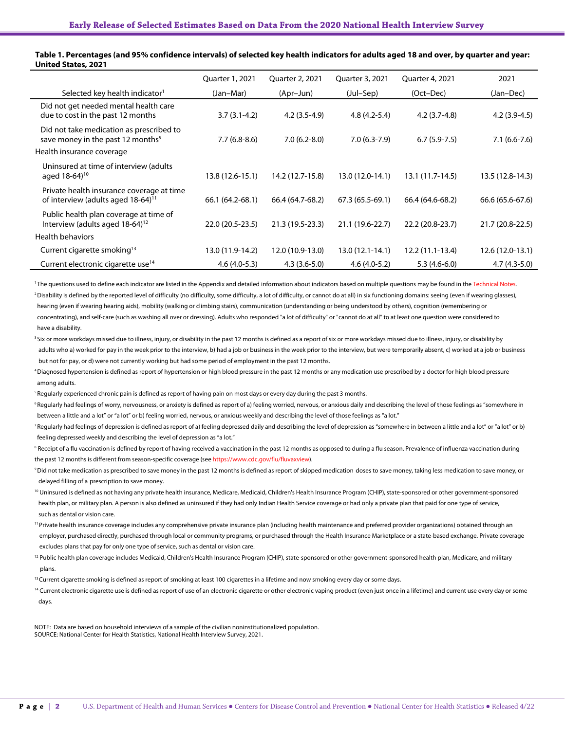**Table 1. Percentages (and 95% confidence intervals) of selected key health indicators for adults aged 18 and over, by quarter and year: United States, 2021**

| Selected key health indicator[1] | Quarter 1, 2021 (Jan–Mar) | Quarter 2, 2021 (Apr–Jun) | Quarter 3, 2021 (Jul–Sep) | Quarter 4, 2021 (Oct–Dec) | 2021 (Jan–Dec) |
|---|---|---|---|---|---|
| Did not get needed mental health care due to cost in the past 12 months | 3.7 (3.1-4.2) | 4.2 (3.5-4.9) | 4.8 (4.2-5.4) | 4.2 (3.7-4.8) | 4.2 (3.9-4.5) |
| Did not take medication as prescribed to save money in the past 12 months[9] | 7.7 (6.8-8.6) | 7.0 (6.2-8.0) | 7.0 (6.3-7.9) | 6.7 (5.9-7.5) | 7.1 (6.6-7.6) |
| Health insurance coverage | | | | | |
| Uninsured at time of interview (adults aged 18-64)[10] | 13.8 (12.6-15.1) | 14.2 (12.7-15.8) | 13.0 (12.0-14.1) | 13.1 (11.7-14.5) | 13.5 (12.8-14.3) |
| Private health insurance coverage at time of interview (adults aged 18-64)[11] | 66.1 (64.2-68.1) | 66.4 (64.7-68.2) | 67.3 (65.5-69.1) | 66.4 (64.6-68.2) | 66.6 (65.6-67.6) |
| Public health plan coverage at time of Interview (adults aged 18-64)[12] | 22.0 (20.5-23.5) | 21.3 (19.5-23.3) | 21.1 (19.6-22.7) | 22.2 (20.8-23.7) | 21.7 (20.8-22.5) |
| Health behaviors | | | | | |
| Current cigarette smoking[13] | 13.0 (11.9-14.2) | 12.0 (10.9-13.0) | 13.0 (12.1-14.1) | 12.2 (11.1-13.4) | 12.6 (12.0-13.1) |
| Current electronic cigarette use[14] | 4.6 (4.0-5.3) | 4.3 (3.6-5.0) | 4.6 (4.0-5.2) | 5.3 (4.6-6.0) | 4.7 (4.3-5.0) |

[1] The questions used to define each indicator are listed in the Appendix and detailed information about indicators based on multiple questions may be found in the Technical Notes.

[2] Disability is defined by the reported level of difficulty (no difficulty, some difficulty, a lot of difficulty, or cannot do at all) in six functioning domains: seeing (even if wearing glasses), hearing (even if wearing hearing aids), mobility (walking or climbing stairs), communication (understanding or being understood by others), cognition (remembering or concentrating), and self-care (such as washing all over or dressing). Adults who responded "a lot of difficulty" or "cannot do at all" to at least one question were considered to have a disability.

[3] Six or more workdays missed due to illness, injury, or disability in the past 12 months is defined as a report of six or more workdays missed due to illness, injury, or disability by adults who a) worked for pay in the week prior to the interview, b) had a job or business in the week prior to the interview, but were temporarily absent, c) worked at a job or business but not for pay, or d) were not currently working but had some period of employment in the past 12 months.

[4] Diagnosed hypertension is defined as report of hypertension or high blood pressure in the past 12 months or any medication use prescribed by a doctor for high blood pressure among adults.

[5] Regularly experienced chronic pain is defined as report of having pain on most days or every day during the past 3 months.

[6] Regularly had feelings of worry, nervousness, or anxiety is defined as report of a) feeling worried, nervous, or anxious daily and describing the level of those feelings as "somewhere in between a little and a lot" or "a lot" or b) feeling worried, nervous, or anxious weekly and describing the level of those feelings as "a lot."

[7] Regularly had feelings of depression is defined as report of a) feeling depressed daily and describing the level of depression as "somewhere in between a little and a lot" or "a lot" or b) feeling depressed weekly and describing the level of depression as "a lot."

[8] Receipt of a flu vaccination is defined by report of having received a vaccination in the past 12 months as opposed to during a flu season. Prevalence of influenza vaccination during the past 12 months is different from season-specific coverage (see https://www.cdc.gov/flu/fluvaxview).

[9] Did not take medication as prescribed to save money in the past 12 months is defined as report of skipped medication doses to save money, taking less medication to save money, or delayed filling of a prescription to save money.

[10] Uninsured is defined as not having any private health insurance, Medicare, Medicaid, Children's Health Insurance Program (CHIP), state-sponsored or other government-sponsored health plan, or military plan. A person is also defined as uninsured if they had only Indian Health Service coverage or had only a private plan that paid for one type of service, such as dental or vision care.

[11] Private health insurance coverage includes any comprehensive private insurance plan (including health maintenance and preferred provider organizations) obtained through an employer, purchased directly, purchased through local or community programs, or purchased through the Health Insurance Marketplace or a state-based exchange. Private coverage excludes plans that pay for only one type of service, such as dental or vision care.

[12] Public health plan coverage includes Medicaid, Children's Health Insurance Program (CHIP), state-sponsored or other government-sponsored health plan, Medicare, and military plans.

[13] Current cigarette smoking is defined as report of smoking at least 100 cigarettes in a lifetime and now smoking every day or some days.

[14] Current electronic cigarette use is defined as report of use of an electronic cigarette or other electronic vaping product (even just once in a lifetime) and current use every day or some days.

NOTE: Data are based on household interviews of a sample of the civilian noninstitutionalized population.
SOURCE: National Center for Health Statistics, National Health Interview Survey, 2021.